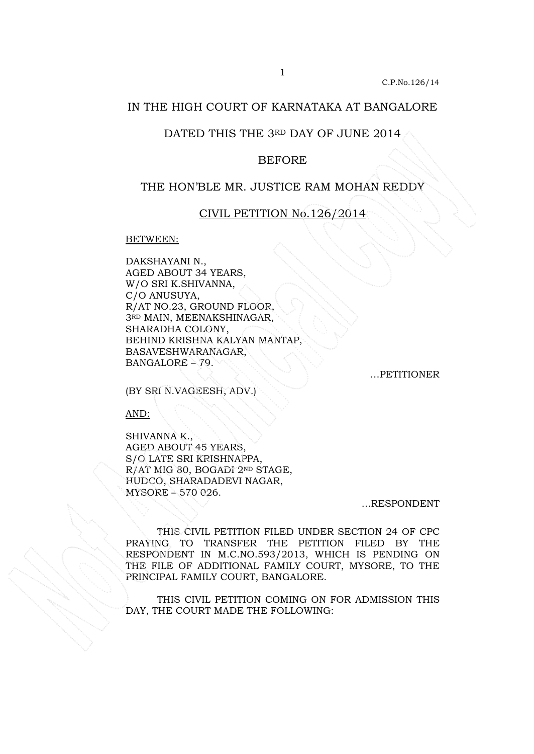IN THE HIGH COURT OF KARNATAKA AT BANGALORE

DATED THIS THE 3RD DAY OF JUNE 2014

BEFORE

THE HON'BLE MR. JUSTICE RAM MOHAN REDDY

CIVIL PETITION No.126/2014

BETWEEN:

DAKSHAYANI N.,
AGED ABOUT 34 YEARS,
W/O SRI K.SHIVANNA,
C/O ANUSUYA,
R/AT NO.23, GROUND FLOOR,
3RD MAIN, MEENAKSHINAGAR,
SHARADHA COLONY,
BEHIND KRISHNA KALYAN MANTAP,
BASAVESHWARANAGAR,
BANGALORE – 79.

...PETITIONER

(BY SRI N.VAGEESH, ADV.)

AND:

SHIVANNA K.,
AGED ABOUT 45 YEARS,
S/O LATE SRI KRISHNAPPA,
R/AT MIG 80, BOGADI 2ND STAGE,
HUDCO, SHARADADEVI NAGAR,
MYSORE – 570 026.

...RESPONDENT

THIS CIVIL PETITION FILED UNDER SECTION 24 OF CPC PRAYING TO TRANSFER THE PETITION FILED BY THE RESPONDENT IN M.C.NO.593/2013, WHICH IS PENDING ON THE FILE OF ADDITIONAL FAMILY COURT, MYSORE, TO THE PRINCIPAL FAMILY COURT, BANGALORE.

THIS CIVIL PETITION COMING ON FOR ADMISSION THIS DAY, THE COURT MADE THE FOLLOWING: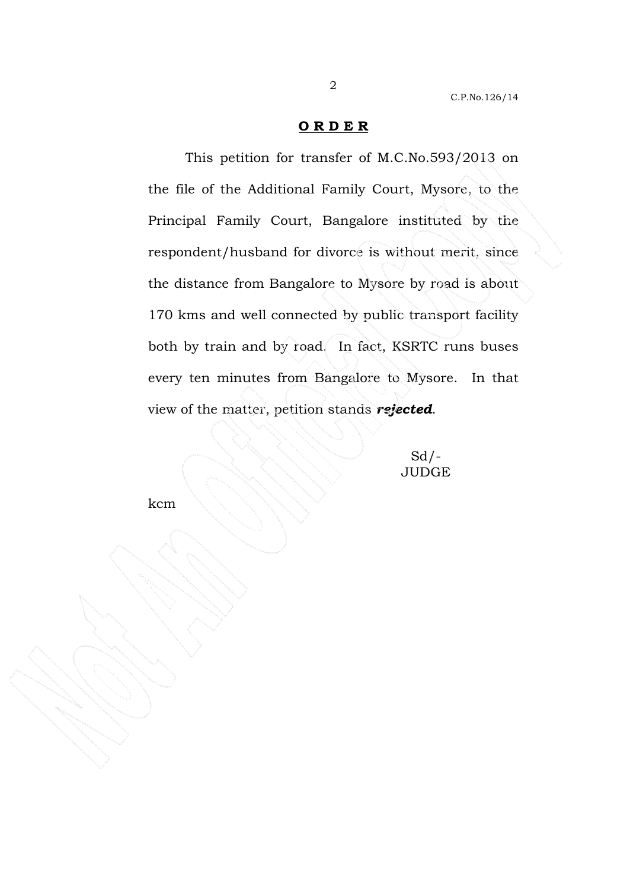## **O R D E R**

This petition for transfer of M.C.No.593/2013 on the file of the Additional Family Court, Mysore, to the Principal Family Court, Bangalore instituted by the respondent/husband for divorce is without merit, since the distance from Bangalore to Mysore by road is about 170 kms and well connected by public transport facility both by train and by road. In fact, KSRTC runs buses every ten minutes from Bangalore to Mysore. In that view of the matter, petition stands ***rejected***.

Sd/-
JUDGE

kcm